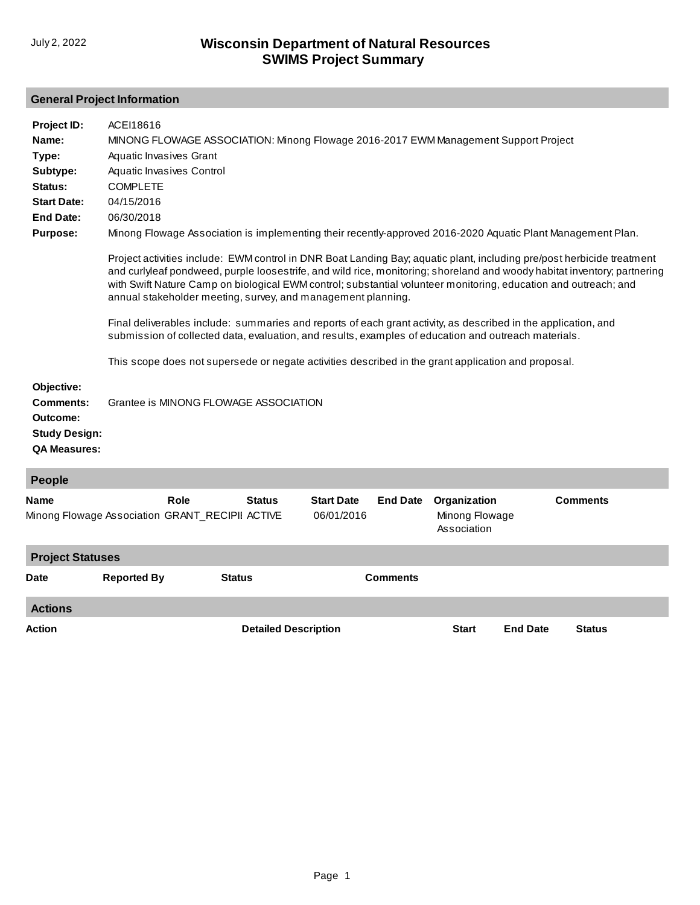# Wisconsin Department of Natural Resources
# SWIMS Project Summary

July 2, 2022

## General Project Information

**Project ID:** ACEI18616

**Name:** MINONG FLOWAGE ASSOCIATION: Minong Flowage 2016-2017 EWM Management Support Project

**Type:** Aquatic Invasives Grant

**Subtype:** Aquatic Invasives Control

**Status:** COMPLETE

**Start Date:** 04/15/2016

**End Date:** 06/30/2018

**Purpose:** Minong Flowage Association is implementing their recently-approved 2016-2020 Aquatic Plant Management Plan.

Project activities include: EWM control in DNR Boat Landing Bay; aquatic plant, including pre/post herbicide treatment and curlyleaf pondweed, purple loosestrife, and wild rice, monitoring; shoreland and woody habitat inventory; partnering with Swift Nature Camp on biological EWM control; substantial volunteer monitoring, education and outreach; and annual stakeholder meeting, survey, and management planning.

Final deliverables include: summaries and reports of each grant activity, as described in the application, and submission of collected data, evaluation, and results, examples of education and outreach materials.

This scope does not supersede or negate activities described in the grant application and proposal.

**Objective:**

**Comments:** Grantee is MINONG FLOWAGE ASSOCIATION

**Outcome:**

**Study Design:**

**QA Measures:**

## People

| Name | Role | Status | Start Date | End Date | Organization | Comments |
|---|---|---|---|---|---|---|
| Minong Flowage Association | GRANT_RECIPII | ACTIVE | 06/01/2016 | | Minong Flowage Association | |

## Project Statuses

| Date | Reported By | Status | Comments |
|---|---|---|---|

## Actions

| Action | Detailed Description | Start | End Date | Status |
|---|---|---|---|---|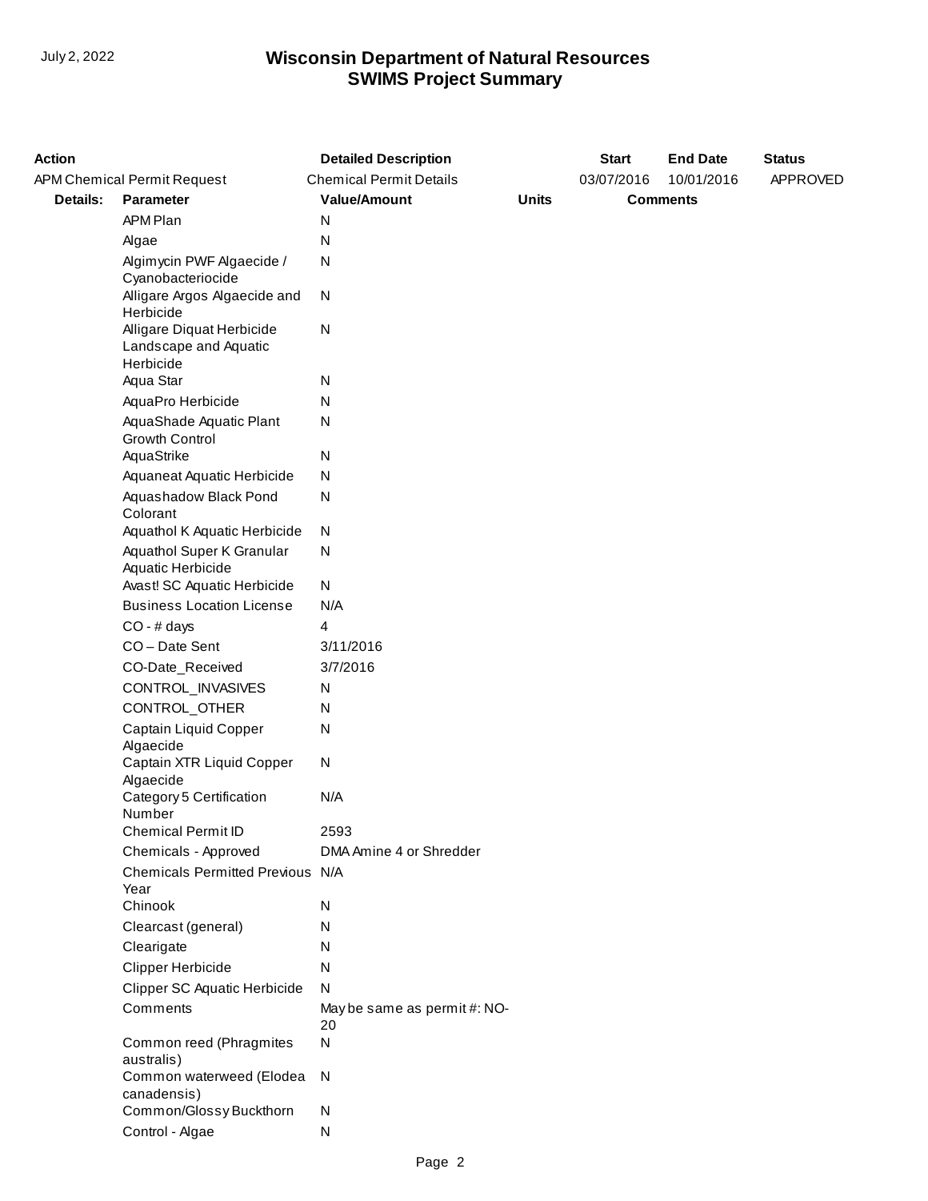# Wisconsin Department of Natural Resources
## SWIMS Project Summary

| Action | Detailed Description | Start | End Date | Status |
|---|---|---|---|---|
| APM Chemical Permit Request | Chemical Permit Details | 03/07/2016 | 10/01/2016 | APPROVED |

| Details: | Parameter | Value/Amount | Units | Comments |
|---|---|---|---|---|
| | APM Plan | N | | |
| | Algae | N | | |
| | Algimycin PWF Algaecide / Cyanobacteriocide | N | | |
| | Alligare Argos Algaecide and Herbicide | N | | |
| | Alligare Diquat Herbicide Landscape and Aquatic Herbicide | N | | |
| | Aqua Star | N | | |
| | AquaPro Herbicide | N | | |
| | AquaShade Aquatic Plant Growth Control | N | | |
| | AquaStrike | N | | |
| | Aquaneat Aquatic Herbicide | N | | |
| | Aquashadow Black Pond Colorant | N | | |
| | Aquathol K Aquatic Herbicide | N | | |
| | Aquathol Super K Granular Aquatic Herbicide | N | | |
| | Avast! SC Aquatic Herbicide | N | | |
| | Business Location License | N/A | | |
| | CO - # days | 4 | | |
| | CO – Date Sent | 3/11/2016 | | |
| | CO-Date_Received | 3/7/2016 | | |
| | CONTROL_INVASIVES | N | | |
| | CONTROL_OTHER | N | | |
| | Captain Liquid Copper Algaecide | N | | |
| | Captain XTR Liquid Copper Algaecide | N | | |
| | Category 5 Certification Number | N/A | | |
| | Chemical Permit ID | 2593 | | |
| | Chemicals - Approved | DMA Amine 4 or Shredder | | |
| | Chemicals Permitted Previous Year | N/A | | |
| | Chinook | N | | |
| | Clearcast (general) | N | | |
| | Clearigate | N | | |
| | Clipper Herbicide | N | | |
| | Clipper SC Aquatic Herbicide | N | | |
| | Comments | May be same as permit #: NO-20 | | |
| | Common reed (Phragmites australis) | N | | |
| | Common waterweed (Elodea canadensis) | N | | |
| | Common/Glossy Buckthorn | N | | |
| | Control - Algae | N | | |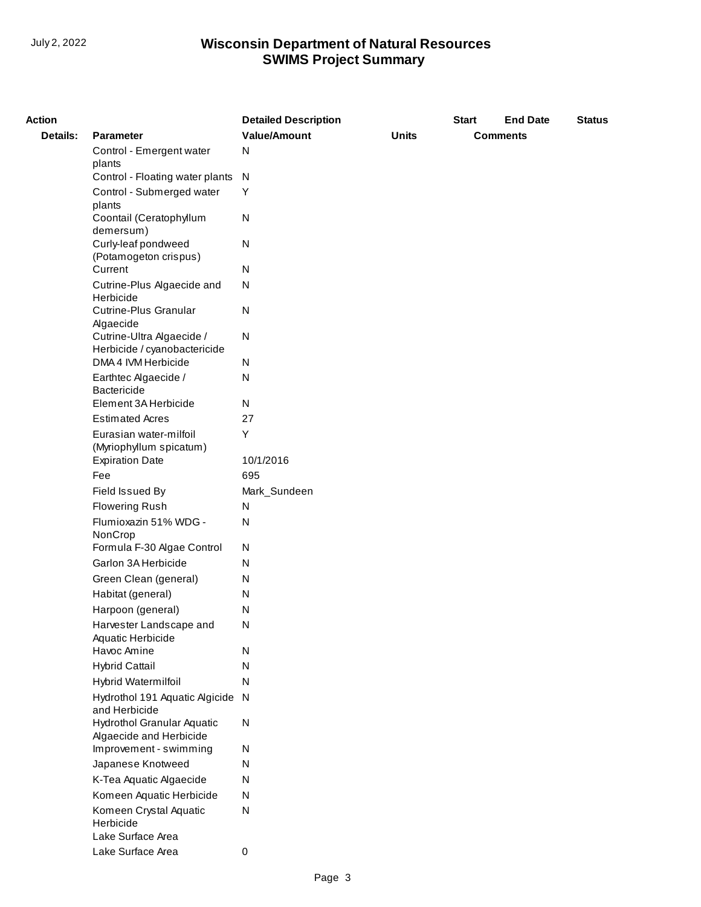# Wisconsin Department of Natural Resources
## SWIMS Project Summary

| Action | | Detailed Description | | Start | End Date | Status |
|---|---|---|---|---|---|---|
| **Details:** | **Parameter** | **Value/Amount** | **Units** | **Comments** | | |
| | Control - Emergent water plants | N | | | | |
| | Control - Floating water plants | N | | | | |
| | Control - Submerged water plants | Y | | | | |
| | Coontail (Ceratophyllum demersum) | N | | | | |
| | Curly-leaf pondweed (Potamogeton crispus) | N | | | | |
| | Current | N | | | | |
| | Cutrine-Plus Algaecide and Herbicide | N | | | | |
| | Cutrine-Plus Granular Algaecide | N | | | | |
| | Cutrine-Ultra Algaecide / Herbicide / cyanobactericide | N | | | | |
| | DMA 4 IVM Herbicide | N | | | | |
| | Earthtec Algaecide / Bactericide | N | | | | |
| | Element 3A Herbicide | N | | | | |
| | Estimated Acres | 27 | | | | |
| | Eurasian water-milfoil (Myriophyllum spicatum) | Y | | | | |
| | Expiration Date | 10/1/2016 | | | | |
| | Fee | 695 | | | | |
| | Field Issued By | Mark_Sundeen | | | | |
| | Flowering Rush | N | | | | |
| | Flumioxazin 51% WDG - NonCrop | N | | | | |
| | Formula F-30 Algae Control | N | | | | |
| | Garlon 3A Herbicide | N | | | | |
| | Green Clean (general) | N | | | | |
| | Habitat (general) | N | | | | |
| | Harpoon (general) | N | | | | |
| | Harvester Landscape and Aquatic Herbicide | N | | | | |
| | Havoc Amine | N | | | | |
| | Hybrid Cattail | N | | | | |
| | Hybrid Watermilfoil | N | | | | |
| | Hydrothol 191 Aquatic Algicide and Herbicide | N | | | | |
| | Hydrothol Granular Aquatic Algaecide and Herbicide | N | | | | |
| | Improvement - swimming | N | | | | |
| | Japanese Knotweed | N | | | | |
| | K-Tea Aquatic Algaecide | N | | | | |
| | Komeen Aquatic Herbicide | N | | | | |
| | Komeen Crystal Aquatic Herbicide | N | | | | |
| | Lake Surface Area | | | | | |
| | Lake Surface Area | 0 | | | | |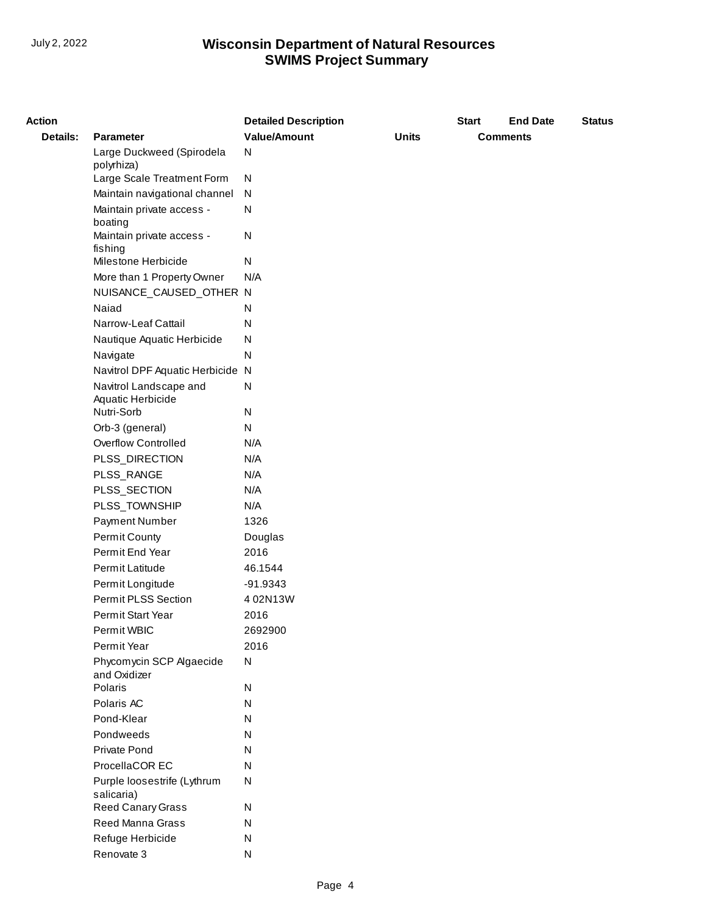| Action | | Detailed Description | | Start | End Date | Status |
|---|---|---|---|---|---|---|
| **Details:** | **Parameter** | **Value/Amount** | **Units** | **Comments** | | |
| | Large Duckweed (Spirodela polyrhiza) | N | | | | |
| | Large Scale Treatment Form | N | | | | |
| | Maintain navigational channel | N | | | | |
| | Maintain private access - boating | N | | | | |
| | Maintain private access - fishing | N | | | | |
| | Milestone Herbicide | N | | | | |
| | More than 1 Property Owner | N/A | | | | |
| | NUISANCE_CAUSED_OTHER | N | | | | |
| | Naiad | N | | | | |
| | Narrow-Leaf Cattail | N | | | | |
| | Nautique Aquatic Herbicide | N | | | | |
| | Navigate | N | | | | |
| | Navitrol DPF Aquatic Herbicide | N | | | | |
| | Navitrol Landscape and Aquatic Herbicide | N | | | | |
| | Nutri-Sorb | N | | | | |
| | Orb-3 (general) | N | | | | |
| | Overflow Controlled | N/A | | | | |
| | PLSS_DIRECTION | N/A | | | | |
| | PLSS_RANGE | N/A | | | | |
| | PLSS_SECTION | N/A | | | | |
| | PLSS_TOWNSHIP | N/A | | | | |
| | Payment Number | 1326 | | | | |
| | Permit County | Douglas | | | | |
| | Permit End Year | 2016 | | | | |
| | Permit Latitude | 46.1544 | | | | |
| | Permit Longitude | -91.9343 | | | | |
| | Permit PLSS Section | 4 02N13W | | | | |
| | Permit Start Year | 2016 | | | | |
| | Permit WBIC | 2692900 | | | | |
| | Permit Year | 2016 | | | | |
| | Phycomycin SCP Algaecide and Oxidizer | N | | | | |
| | Polaris | N | | | | |
| | Polaris AC | N | | | | |
| | Pond-Klear | N | | | | |
| | Pondweeds | N | | | | |
| | Private Pond | N | | | | |
| | ProcellaCOR EC | N | | | | |
| | Purple loosestrife (Lythrum salicaria) | N | | | | |
| | Reed Canary Grass | N | | | | |
| | Reed Manna Grass | N | | | | |
| | Refuge Herbicide | N | | | | |
| | Renovate 3 | N | | | | |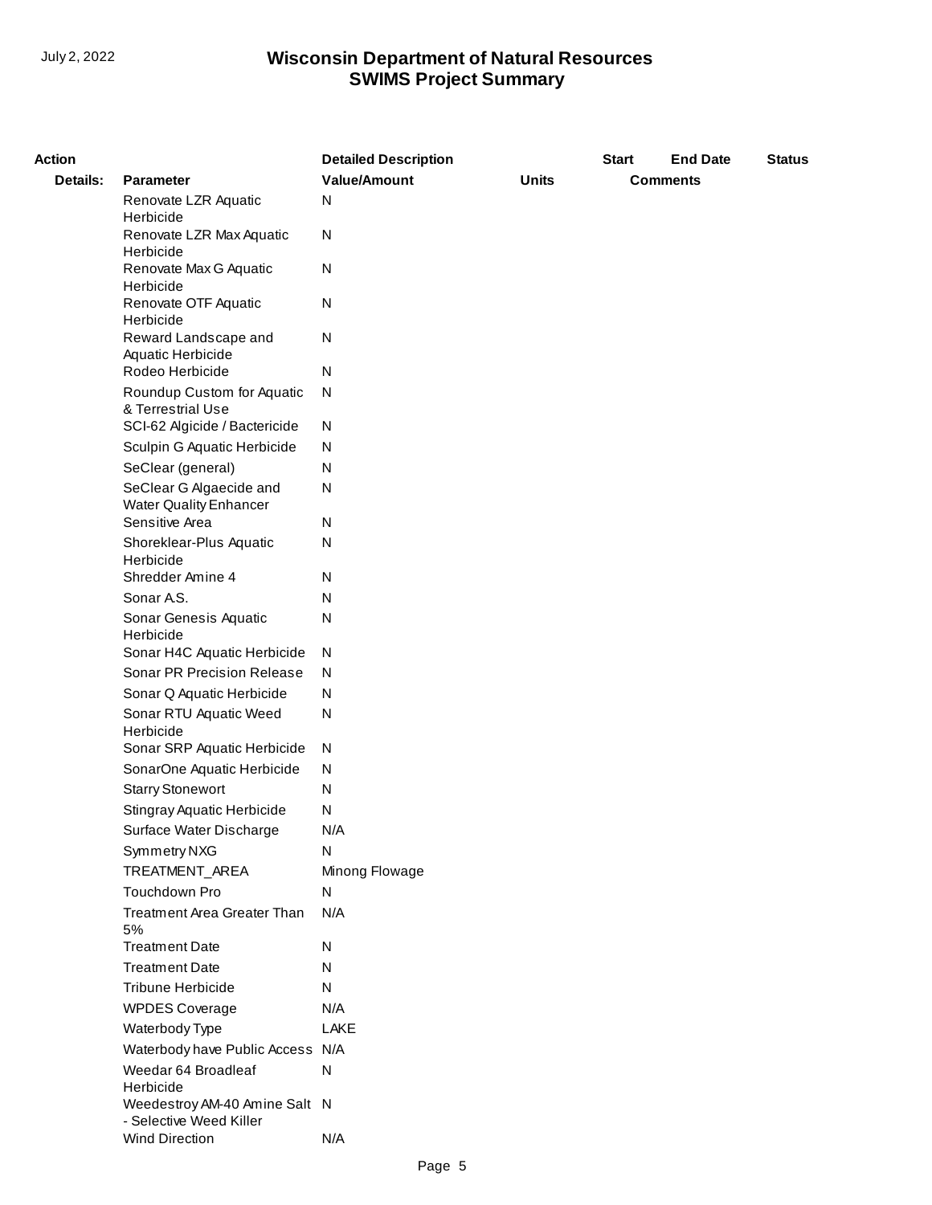| Action | | Detailed Description | | Start | End Date | Status |
|---|---|---|---|---|---|---|
| **Details:** | **Parameter** | **Value/Amount** | **Units** | **Comments** | | |
| | Renovate LZR Aquatic Herbicide | N | | | | |
| | Renovate LZR Max Aquatic Herbicide | N | | | | |
| | Renovate Max G Aquatic Herbicide | N | | | | |
| | Renovate OTF Aquatic Herbicide | N | | | | |
| | Reward Landscape and Aquatic Herbicide | N | | | | |
| | Rodeo Herbicide | N | | | | |
| | Roundup Custom for Aquatic & Terrestrial Use | N | | | | |
| | SCI-62 Algicide / Bactericide | N | | | | |
| | Sculpin G Aquatic Herbicide | N | | | | |
| | SeClear (general) | N | | | | |
| | SeClear G Algaecide and Water Quality Enhancer | N | | | | |
| | Sensitive Area | N | | | | |
| | Shoreklear-Plus Aquatic Herbicide | N | | | | |
| | Shredder Amine 4 | N | | | | |
| | Sonar A.S. | N | | | | |
| | Sonar Genesis Aquatic Herbicide | N | | | | |
| | Sonar H4C Aquatic Herbicide | N | | | | |
| | Sonar PR Precision Release | N | | | | |
| | Sonar Q Aquatic Herbicide | N | | | | |
| | Sonar RTU Aquatic Weed Herbicide | N | | | | |
| | Sonar SRP Aquatic Herbicide | N | | | | |
| | SonarOne Aquatic Herbicide | N | | | | |
| | Starry Stonewort | N | | | | |
| | Stingray Aquatic Herbicide | N | | | | |
| | Surface Water Discharge | N/A | | | | |
| | Symmetry NXG | N | | | | |
| | TREATMENT_AREA | Minong Flowage | | | | |
| | Touchdown Pro | N | | | | |
| | Treatment Area Greater Than 5% | N/A | | | | |
| | Treatment Date | N | | | | |
| | Treatment Date | N | | | | |
| | Tribune Herbicide | N | | | | |
| | WPDES Coverage | N/A | | | | |
| | Waterbody Type | LAKE | | | | |
| | Waterbody have Public Access | N/A | | | | |
| | Weedar 64 Broadleaf Herbicide | N | | | | |
| | Weedestroy AM-40 Amine Salt - Selective Weed Killer | N | | | | |
| | Wind Direction | N/A | | | | |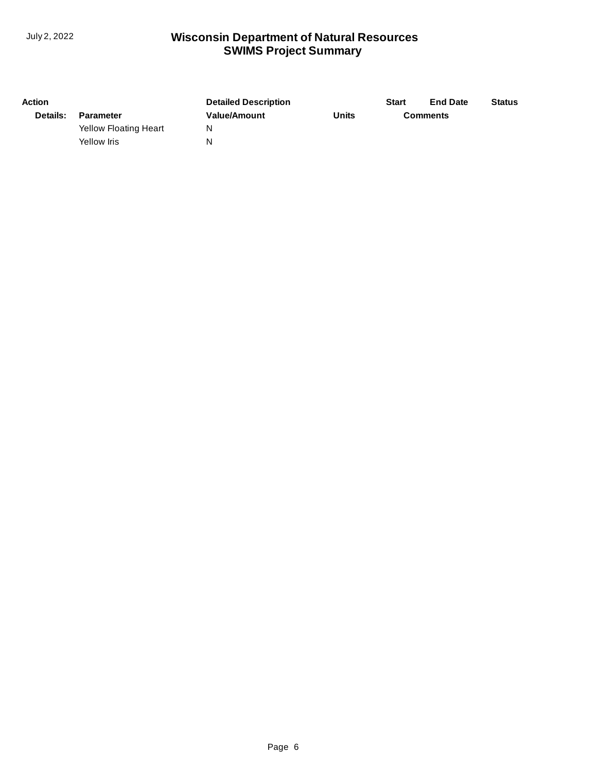| Action | | Detailed Description | | Start | End Date | Status |
|---|---|---|---|---|---|---|
| **Details:** | **Parameter** | **Value/Amount** | **Units** | **Comments** | | |
| | Yellow Floating Heart | N | | | | |
| | Yellow Iris | N | | | | |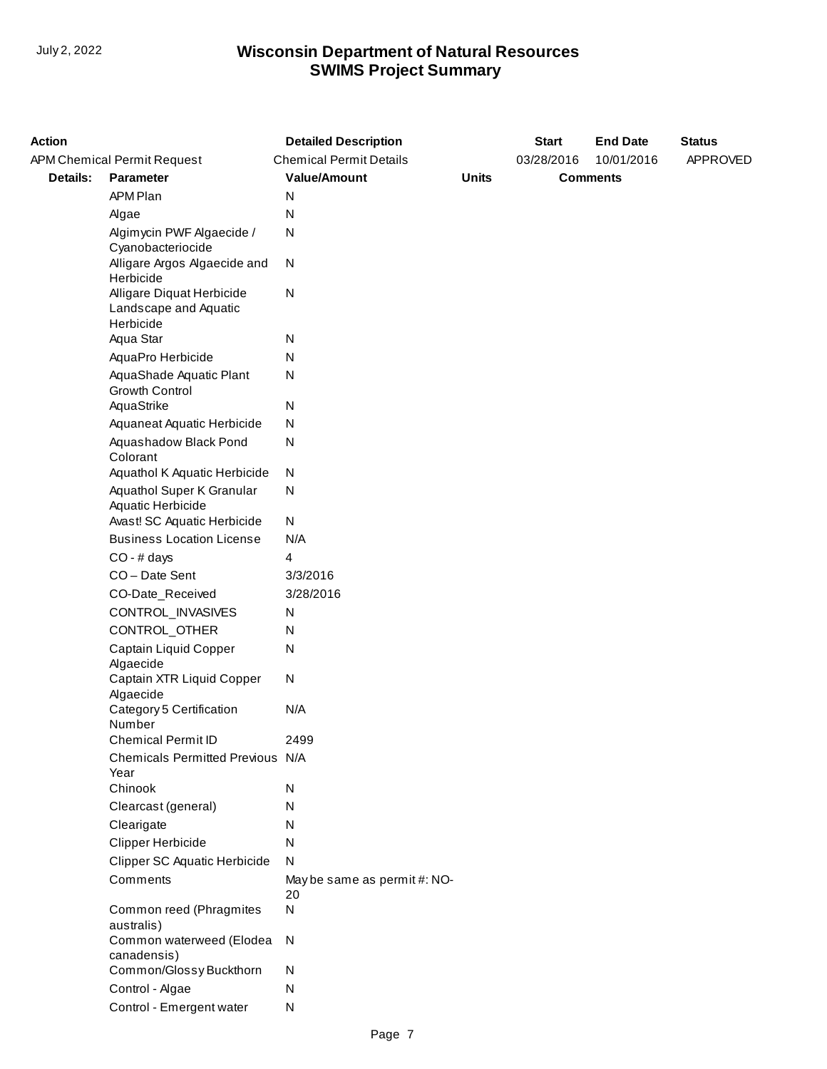| Action | Detailed Description | | Start | End Date | Status |
|---|---|---|---|---|---|
| APM Chemical Permit Request | Chemical Permit Details | | 03/28/2016 | 10/01/2016 | APPROVED |

| Details: | Parameter | Value/Amount | Units | Comments |
|---|---|---|---|---|
| | APM Plan | N | | |
| | Algae | N | | |
| | Algimycin PWF Algaecide / Cyanobacteriocide | N | | |
| | Alligare Argos Algaecide and Herbicide | N | | |
| | Alligare Diquat Herbicide Landscape and Aquatic Herbicide | N | | |
| | Aqua Star | N | | |
| | AquaPro Herbicide | N | | |
| | AquaShade Aquatic Plant Growth Control | N | | |
| | AquaStrike | N | | |
| | Aquaneat Aquatic Herbicide | N | | |
| | Aquashadow Black Pond Colorant | N | | |
| | Aquathol K Aquatic Herbicide | N | | |
| | Aquathol Super K Granular Aquatic Herbicide | N | | |
| | Avast! SC Aquatic Herbicide | N | | |
| | Business Location License | N/A | | |
| | CO - # days | 4 | | |
| | CO – Date Sent | 3/3/2016 | | |
| | CO-Date_Received | 3/28/2016 | | |
| | CONTROL_INVASIVES | N | | |
| | CONTROL_OTHER | N | | |
| | Captain Liquid Copper Algaecide | N | | |
| | Captain XTR Liquid Copper Algaecide | N | | |
| | Category 5 Certification Number | N/A | | |
| | Chemical Permit ID | 2499 | | |
| | Chemicals Permitted Previous Year | N/A | | |
| | Chinook | N | | |
| | Clearcast (general) | N | | |
| | Clearigate | N | | |
| | Clipper Herbicide | N | | |
| | Clipper SC Aquatic Herbicide | N | | |
| | Comments | May be same as permit #: NO-20 | | |
| | Common reed (Phragmites australis) | N | | |
| | Common waterweed (Elodea canadensis) | N | | |
| | Common/Glossy Buckthorn | N | | |
| | Control - Algae | N | | |
| | Control - Emergent water | N | | |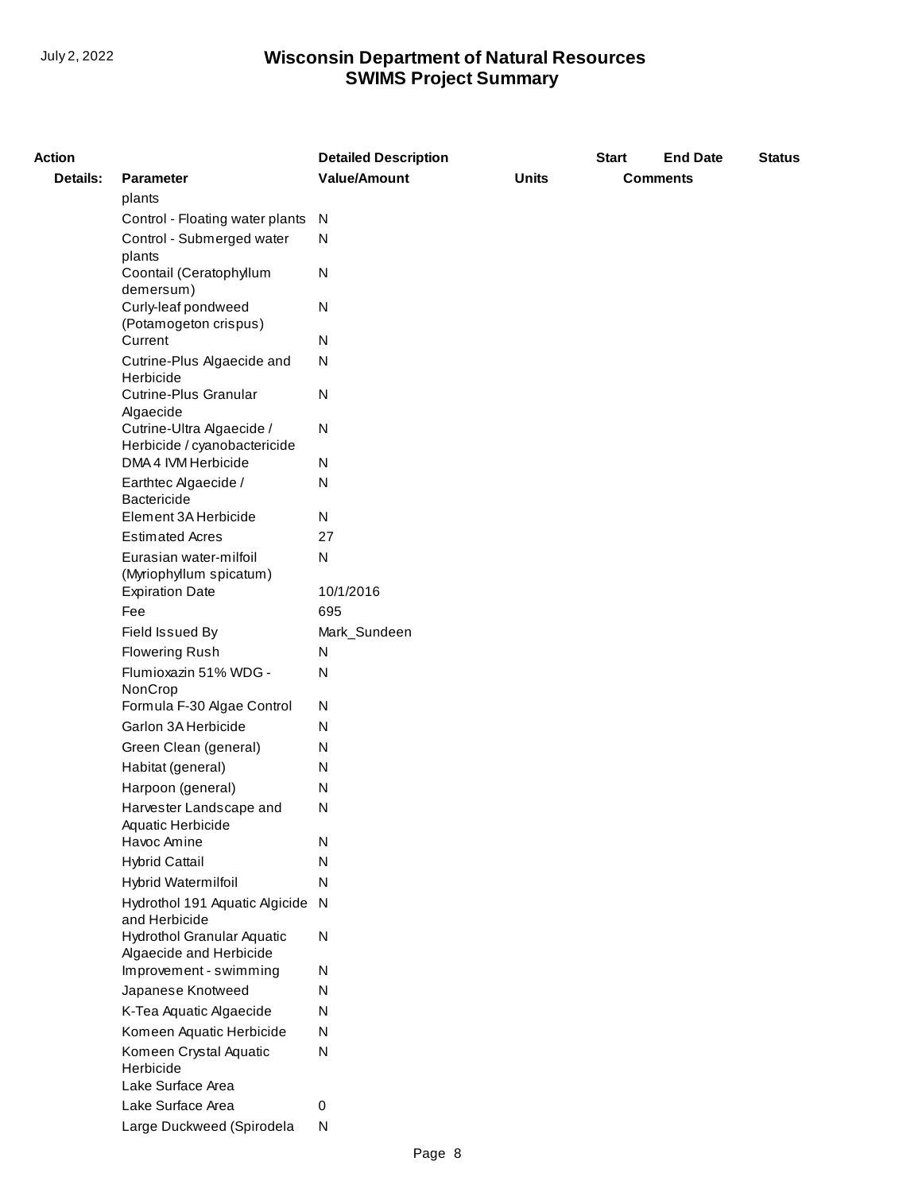| Action | | Detailed Description | | Start | End Date | Status |
|---|---|---|---|---|---|---|
| Details: | Parameter | Value/Amount | Units | Comments | | |
| | plants | | | | | |
| | Control - Floating water plants | N | | | | |
| | Control - Submerged water plants | N | | | | |
| | Coontail (Ceratophyllum demersum) | N | | | | |
| | Curly-leaf pondweed (Potamogeton crispus) | N | | | | |
| | Current | N | | | | |
| | Cutrine-Plus Algaecide and Herbicide | N | | | | |
| | Cutrine-Plus Granular Algaecide | N | | | | |
| | Cutrine-Ultra Algaecide / Herbicide / cyanobactericide | N | | | | |
| | DMA 4 IVM Herbicide | N | | | | |
| | Earthtec Algaecide / Bactericide | N | | | | |
| | Element 3A Herbicide | N | | | | |
| | Estimated Acres | 27 | | | | |
| | Eurasian water-milfoil (Myriophyllum spicatum) | N | | | | |
| | Expiration Date | 10/1/2016 | | | | |
| | Fee | 695 | | | | |
| | Field Issued By | Mark_Sundeen | | | | |
| | Flowering Rush | N | | | | |
| | Flumioxazin 51% WDG - NonCrop | N | | | | |
| | Formula F-30 Algae Control | N | | | | |
| | Garlon 3A Herbicide | N | | | | |
| | Green Clean (general) | N | | | | |
| | Habitat (general) | N | | | | |
| | Harpoon (general) | N | | | | |
| | Harvester Landscape and Aquatic Herbicide | N | | | | |
| | Havoc Amine | N | | | | |
| | Hybrid Cattail | N | | | | |
| | Hybrid Watermilfoil | N | | | | |
| | Hydrothol 191 Aquatic Algicide and Herbicide | N | | | | |
| | Hydrothol Granular Aquatic Algaecide and Herbicide | N | | | | |
| | Improvement - swimming | N | | | | |
| | Japanese Knotweed | N | | | | |
| | K-Tea Aquatic Algaecide | N | | | | |
| | Komeen Aquatic Herbicide | N | | | | |
| | Komeen Crystal Aquatic Herbicide | N | | | | |
| | Lake Surface Area | | | | | |
| | Lake Surface Area | 0 | | | | |
| | Large Duckweed (Spirodela | N | | | | |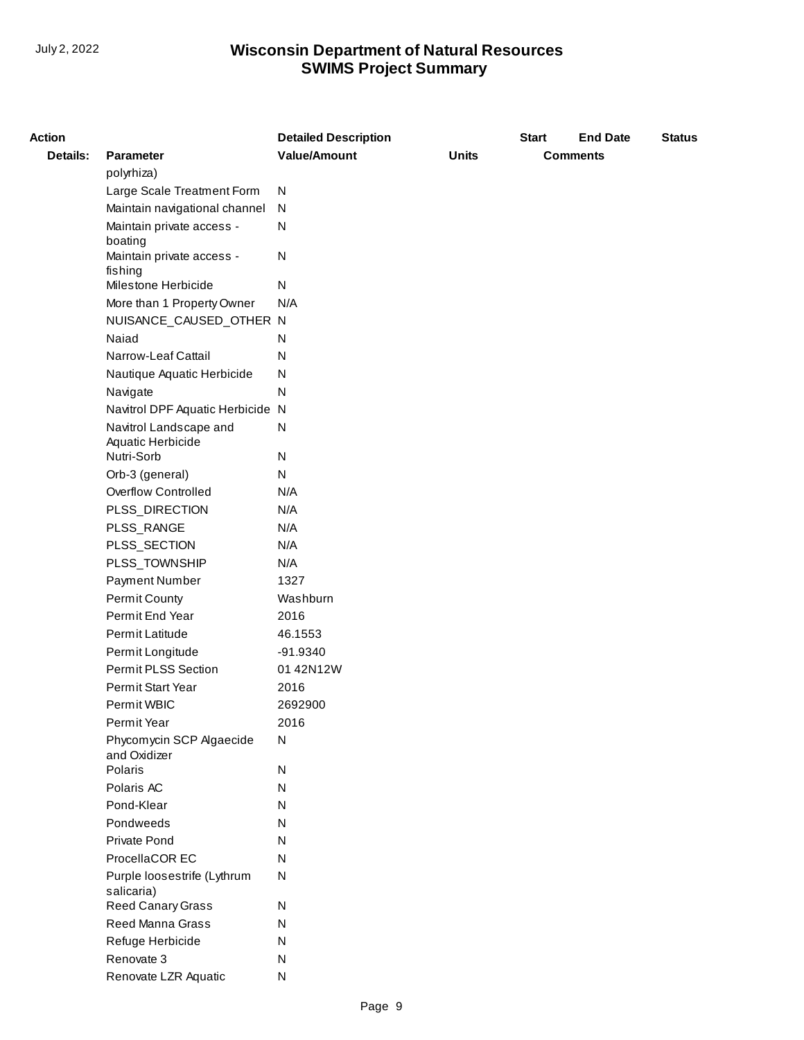| Action | | Detailed Description | | Start | End Date | Status |
|---|---|---|---|---|---|---|
| **Details:** | **Parameter** | **Value/Amount** | **Units** | **Comments** | | |
| | polyrhiza) | | | | | |
| | Large Scale Treatment Form | N | | | | |
| | Maintain navigational channel | N | | | | |
| | Maintain private access - boating | N | | | | |
| | Maintain private access - fishing | N | | | | |
| | Milestone Herbicide | N | | | | |
| | More than 1 Property Owner | N/A | | | | |
| | NUISANCE_CAUSED_OTHER | N | | | | |
| | Naiad | N | | | | |
| | Narrow-Leaf Cattail | N | | | | |
| | Nautique Aquatic Herbicide | N | | | | |
| | Navigate | N | | | | |
| | Navitrol DPF Aquatic Herbicide | N | | | | |
| | Navitrol Landscape and Aquatic Herbicide | N | | | | |
| | Nutri-Sorb | N | | | | |
| | Orb-3 (general) | N | | | | |
| | Overflow Controlled | N/A | | | | |
| | PLSS_DIRECTION | N/A | | | | |
| | PLSS_RANGE | N/A | | | | |
| | PLSS_SECTION | N/A | | | | |
| | PLSS_TOWNSHIP | N/A | | | | |
| | Payment Number | 1327 | | | | |
| | Permit County | Washburn | | | | |
| | Permit End Year | 2016 | | | | |
| | Permit Latitude | 46.1553 | | | | |
| | Permit Longitude | -91.9340 | | | | |
| | Permit PLSS Section | 01 42N12W | | | | |
| | Permit Start Year | 2016 | | | | |
| | Permit WBIC | 2692900 | | | | |
| | Permit Year | 2016 | | | | |
| | Phycomycin SCP Algaecide and Oxidizer | N | | | | |
| | Polaris | N | | | | |
| | Polaris AC | N | | | | |
| | Pond-Klear | N | | | | |
| | Pondweeds | N | | | | |
| | Private Pond | N | | | | |
| | ProcellaCOR EC | N | | | | |
| | Purple loosestrife (Lythrum salicaria) | N | | | | |
| | Reed Canary Grass | N | | | | |
| | Reed Manna Grass | N | | | | |
| | Refuge Herbicide | N | | | | |
| | Renovate 3 | N | | | | |
| | Renovate LZR Aquatic | N | | | | |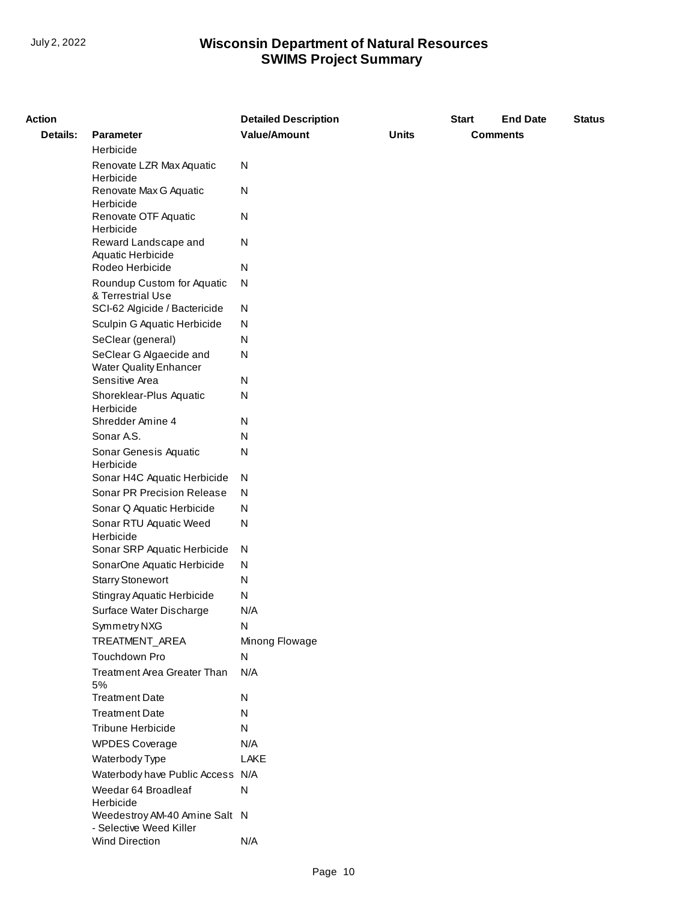# Wisconsin Department of Natural Resources
## SWIMS Project Summary

| Action | | Detailed Description | | Start | End Date | Status |
|---|---|---|---|---|---|---|
| **Details:** | **Parameter** | **Value/Amount** | **Units** | **Comments** | | |
| | Herbicide | | | | | |
| | Renovate LZR Max Aquatic Herbicide | N | | | | |
| | Renovate Max G Aquatic Herbicide | N | | | | |
| | Renovate OTF Aquatic Herbicide | N | | | | |
| | Reward Landscape and Aquatic Herbicide | N | | | | |
| | Rodeo Herbicide | N | | | | |
| | Roundup Custom for Aquatic & Terrestrial Use | N | | | | |
| | SCI-62 Algicide / Bactericide | N | | | | |
| | Sculpin G Aquatic Herbicide | N | | | | |
| | SeClear (general) | N | | | | |
| | SeClear G Algaecide and Water Quality Enhancer | N | | | | |
| | Sensitive Area | N | | | | |
| | Shoreklear-Plus Aquatic Herbicide | N | | | | |
| | Shredder Amine 4 | N | | | | |
| | Sonar A.S. | N | | | | |
| | Sonar Genesis Aquatic Herbicide | N | | | | |
| | Sonar H4C Aquatic Herbicide | N | | | | |
| | Sonar PR Precision Release | N | | | | |
| | Sonar Q Aquatic Herbicide | N | | | | |
| | Sonar RTU Aquatic Weed Herbicide | N | | | | |
| | Sonar SRP Aquatic Herbicide | N | | | | |
| | SonarOne Aquatic Herbicide | N | | | | |
| | Starry Stonewort | N | | | | |
| | Stingray Aquatic Herbicide | N | | | | |
| | Surface Water Discharge | N/A | | | | |
| | Symmetry NXG | N | | | | |
| | TREATMENT_AREA | Minong Flowage | | | | |
| | Touchdown Pro | N | | | | |
| | Treatment Area Greater Than 5% | N/A | | | | |
| | Treatment Date | N | | | | |
| | Treatment Date | N | | | | |
| | Tribune Herbicide | N | | | | |
| | WPDES Coverage | N/A | | | | |
| | Waterbody Type | LAKE | | | | |
| | Waterbody have Public Access | N/A | | | | |
| | Weedar 64 Broadleaf Herbicide | N | | | | |
| | Weedestroy AM-40 Amine Salt - Selective Weed Killer | N | | | | |
| | Wind Direction | N/A | | | | |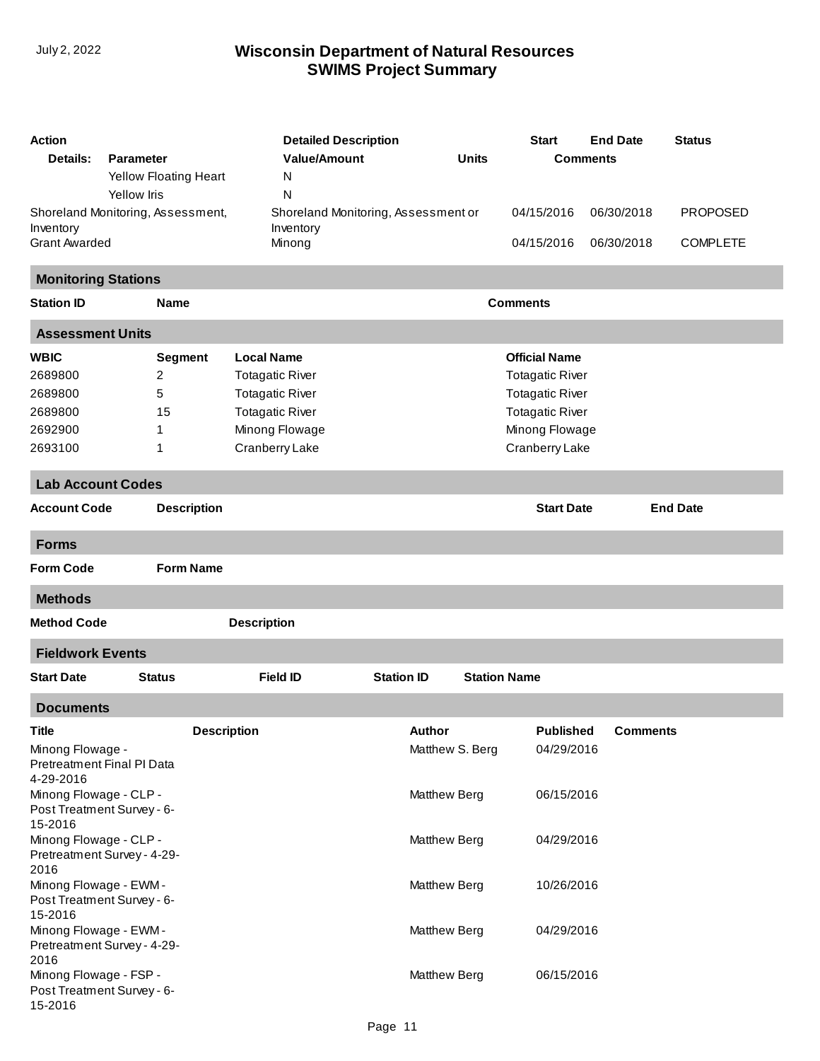| Action | | Detailed Description | | Start | End Date | Status |
|---|---|---|---|---|---|---|
| Details: | Parameter | Value/Amount | Units | Comments | | |
| | Yellow Floating Heart | N | | | | |
| | Yellow Iris | N | | | | |
| Shoreland Monitoring, Assessment, Inventory | | Shoreland Monitoring, Assessment or Inventory | | 04/15/2016 | 06/30/2018 | PROPOSED |
| Grant Awarded | | Minong | | 04/15/2016 | 06/30/2018 | COMPLETE |

## Monitoring Stations

| Station ID | Name | Comments |
|---|---|---|

## Assessment Units

| WBIC | Segment | Local Name | Official Name |
|---|---|---|---|
| 2689800 | 2 | Totagatic River | Totagatic River |
| 2689800 | 5 | Totagatic River | Totagatic River |
| 2689800 | 15 | Totagatic River | Totagatic River |
| 2692900 | 1 | Minong Flowage | Minong Flowage |
| 2693100 | 1 | Cranberry Lake | Cranberry Lake |

## Lab Account Codes

| Account Code | Description | Start Date | End Date |
|---|---|---|---|

## Forms

| Form Code | Form Name |
|---|---|

## Methods

| Method Code | Description |
|---|---|

## Fieldwork Events

| Start Date | Status | Field ID | Station ID | Station Name |
|---|---|---|---|---|

## Documents

| Title | Description | Author | Published | Comments |
|---|---|---|---|---|
| Minong Flowage - Pretreatment Final PI Data 4-29-2016 | | Matthew S. Berg | 04/29/2016 | |
| Minong Flowage - CLP - Post Treatment Survey - 6-15-2016 | | Matthew Berg | 06/15/2016 | |
| Minong Flowage - CLP - Pretreatment Survey - 4-29-2016 | | Matthew Berg | 04/29/2016 | |
| Minong Flowage - EWM - Post Treatment Survey - 6-15-2016 | | Matthew Berg | 10/26/2016 | |
| Minong Flowage - EWM - Pretreatment Survey - 4-29-2016 | | Matthew Berg | 04/29/2016 | |
| Minong Flowage - FSP - Post Treatment Survey - 6-15-2016 | | Matthew Berg | 06/15/2016 | |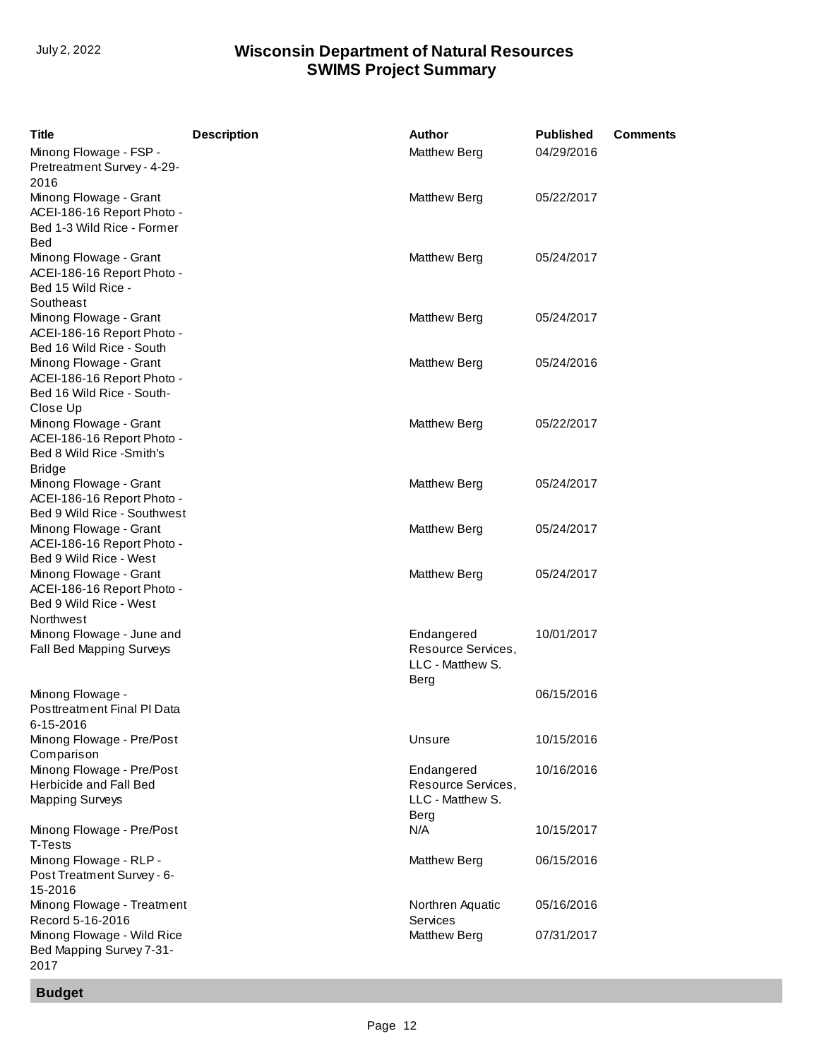| Title | Description | Author | Published | Comments |
|---|---|---|---|---|
| Minong Flowage - FSP - Pretreatment Survey - 4-29-2016 | | Matthew Berg | 04/29/2016 | |
| Minong Flowage - Grant ACEI-186-16 Report Photo - Bed 1-3 Wild Rice - Former Bed | | Matthew Berg | 05/22/2017 | |
| Minong Flowage - Grant ACEI-186-16 Report Photo - Bed 15 Wild Rice - Southeast | | Matthew Berg | 05/24/2017 | |
| Minong Flowage - Grant ACEI-186-16 Report Photo - Bed 16 Wild Rice - South | | Matthew Berg | 05/24/2017 | |
| Minong Flowage - Grant ACEI-186-16 Report Photo - Bed 16 Wild Rice - South-Close Up | | Matthew Berg | 05/24/2016 | |
| Minong Flowage - Grant ACEI-186-16 Report Photo - Bed 8 Wild Rice -Smith's Bridge | | Matthew Berg | 05/22/2017 | |
| Minong Flowage - Grant ACEI-186-16 Report Photo - Bed 9 Wild Rice - Southwest | | Matthew Berg | 05/24/2017 | |
| Minong Flowage - Grant ACEI-186-16 Report Photo - Bed 9 Wild Rice - West | | Matthew Berg | 05/24/2017 | |
| Minong Flowage - Grant ACEI-186-16 Report Photo - Bed 9 Wild Rice - West Northwest | | Matthew Berg | 05/24/2017 | |
| Minong Flowage - June and Fall Bed Mapping Surveys | | Endangered Resource Services, LLC - Matthew S. Berg | 10/01/2017 | |
| Minong Flowage - Posttreatment Final PI Data 6-15-2016 | | | 06/15/2016 | |
| Minong Flowage - Pre/Post Comparison | | Unsure | 10/15/2016 | |
| Minong Flowage - Pre/Post Herbicide and Fall Bed Mapping Surveys | | Endangered Resource Services, LLC - Matthew S. Berg | 10/16/2016 | |
| Minong Flowage - Pre/Post T-Tests | | N/A | 10/15/2017 | |
| Minong Flowage - RLP - Post Treatment Survey - 6-15-2016 | | Matthew Berg | 06/15/2016 | |
| Minong Flowage - Treatment Record 5-16-2016 | | Northren Aquatic Services | 05/16/2016 | |
| Minong Flowage - Wild Rice Bed Mapping Survey 7-31-2017 | | Matthew Berg | 07/31/2017 | |

## Budget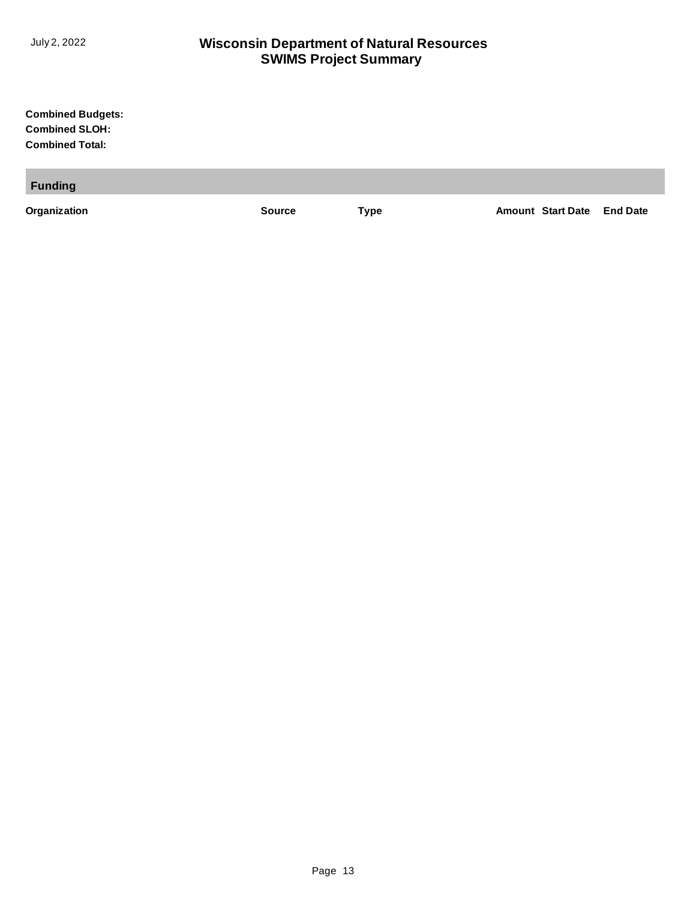**Combined Budgets:**

**Combined SLOH:**

**Combined Total:**

## Funding

| Organization | Source | Type | Amount | Start Date | End Date |
|---|---|---|---|---|---|